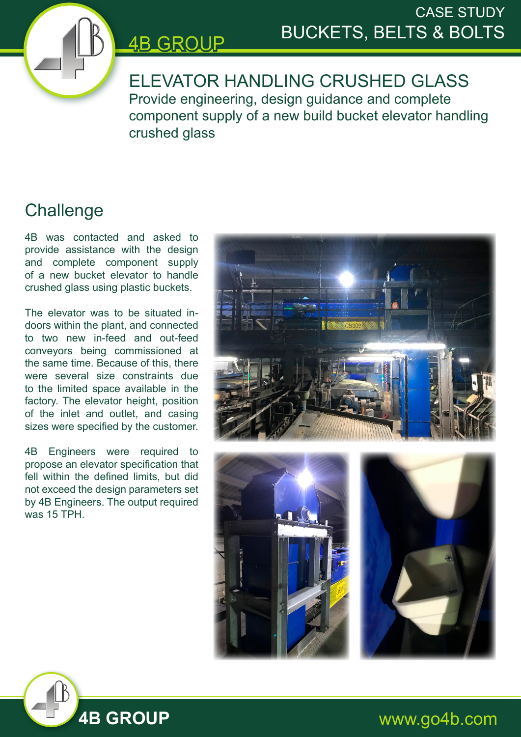CASE STUDY
BUCKETS, BELTS & BOLTS

4B GROUP

# ELEVATOR HANDLING CRUSHED GLASS

Provide engineering, design guidance and complete component supply of a new build bucket elevator handling crushed glass

## Challenge

4B was contacted and asked to provide assistance with the design and complete component supply of a new bucket elevator to handle crushed glass using plastic buckets.

The elevator was to be situated indoors within the plant, and connected to two new in-feed and out-feed conveyors being commissioned at the same time. Because of this, there were several size constraints due to the limited space available in the factory. The elevator height, position of the inlet and outlet, and casing sizes were specified by the customer.

4B Engineers were required to propose an elevator specification that fell within the defined limits, but did not exceed the design parameters set by 4B Engineers. The output required was 15 TPH.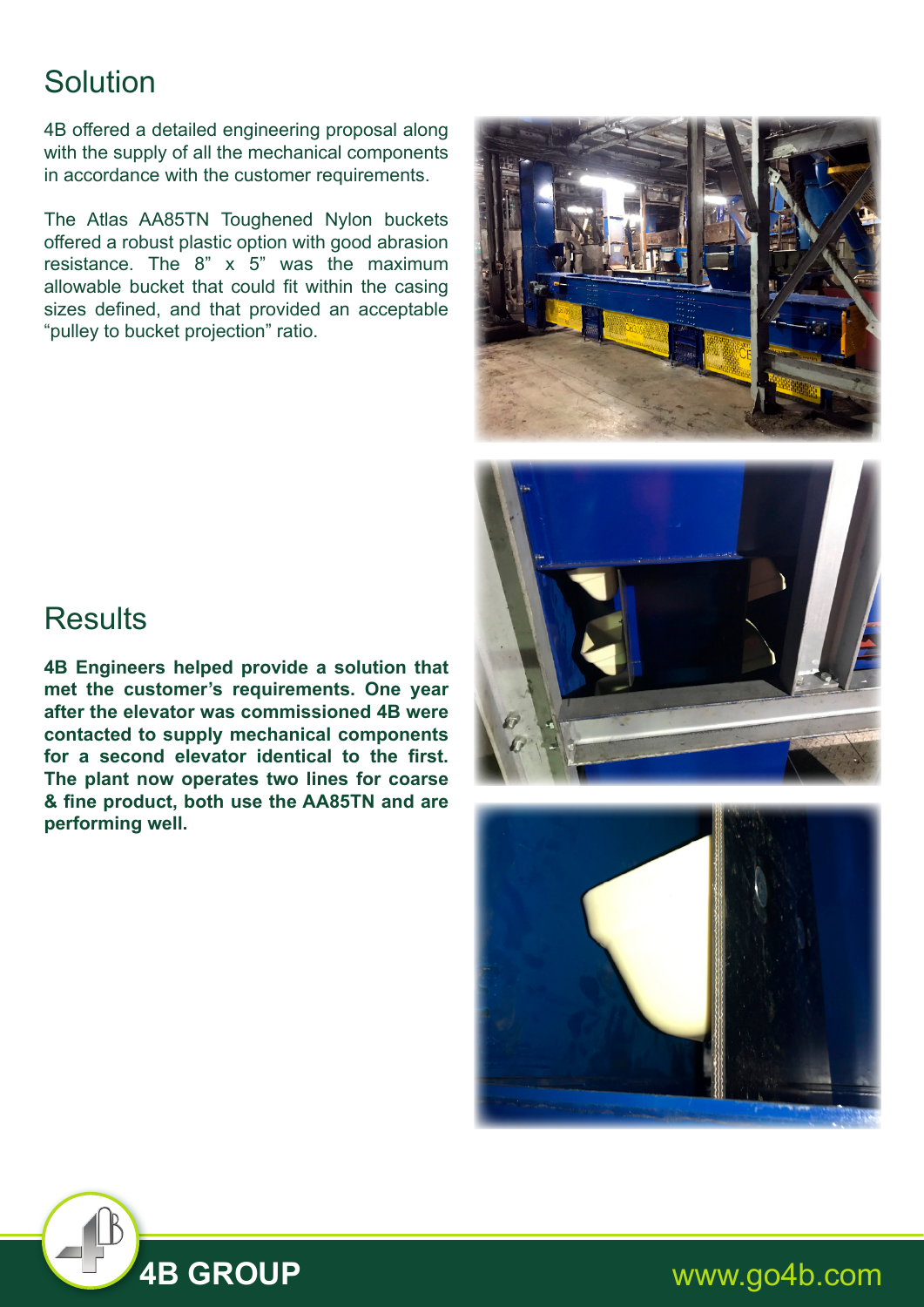## Solution

4B offered a detailed engineering proposal along with the supply of all the mechanical components in accordance with the customer requirements.

The Atlas AA85TN Toughened Nylon buckets offered a robust plastic option with good abrasion resistance. The 8" x 5" was the maximum allowable bucket that could fit within the casing sizes defined, and that provided an acceptable "pulley to bucket projection" ratio.

## Results

**4B Engineers helped provide a solution that met the customer's requirements. One year after the elevator was commissioned 4B were contacted to supply mechanical components for a second elevator identical to the first. The plant now operates two lines for coarse & fine product, both use the AA85TN and are performing well.**